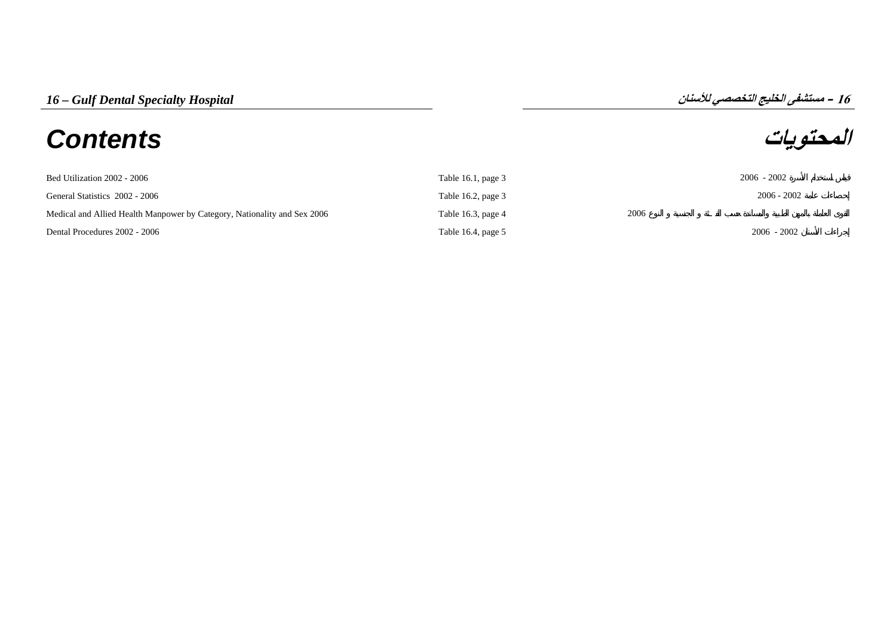# 16 – Gulf Dental Specialty Hospital

# 16 – مستشفى الخليج التخصصي للأسنان

## Contents

## المحتويات

| | | |
|---|---|---|
| Bed Utilization 2002 - 2006 | Table 16.1, page 3 | قياس استخدام الأسرة 2002 - 2006 |
| General Statistics 2002 - 2006 | Table 16.2, page 3 | إحصاءات عامة 2002 - 2006 |
| Medical and Allied Health Manpower by Category, Nationality and Sex 2006 | Table 16.3, page 4 | القوى العاملة بالمهن الطبية والمساندة حسب الفئة و الجنسية و النوع 2006 |
| Dental Procedures 2002 - 2006 | Table 16.4, page 5 | إجراءات الأسنان 2002 - 2006 |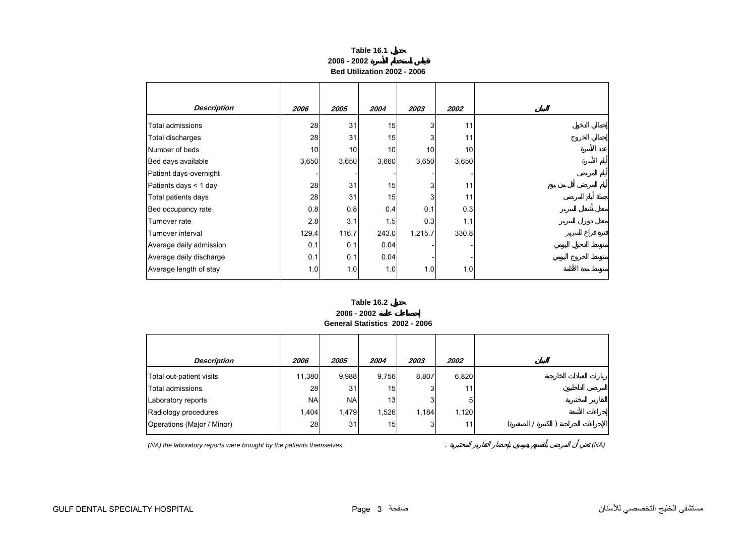**Table 16.1 جدول**

**2006 - 2002 قياس استخدام الأسرة**

**Bed Utilization 2002 - 2006**

| *Description* | *2006* | *2005* | *2004* | *2003* | *2002* | البيان |
|---|---|---|---|---|---|---|
| Total admissions | 28 | 31 | 15 | 3 | 11 | إجمالي الدخول |
| Total discharges | 28 | 31 | 15 | 3 | 11 | إجمالي الخروج |
| Number of beds | 10 | 10 | 10 | 10 | 10 | عدد الأسرة |
| Bed days available | 3,650 | 3,650 | 3,660 | 3,650 | 3,650 | أيام الأسرة |
| Patient days-overnight | - | - | - | - | - | أيام المرضى |
| Patients days < 1 day | 28 | 31 | 15 | 3 | 11 | أيام المرضى أقل من يوم |
| Total patients days | 28 | 31 | 15 | 3 | 11 | جملة أيام المرضى |
| Bed occupancy rate | 0.8 | 0.8 | 0.4 | 0.1 | 0.3 | معدل أشتغال السرير |
| Turnover rate | 2.8 | 3.1 | 1.5 | 0.3 | 1.1 | معدل دوران السرير |
| Turnover interval | 129.4 | 116.7 | 243.0 | 1,215.7 | 330.8 | فترة فراغ السرير |
| Average daily admission | 0.1 | 0.1 | 0.04 | - | - | متوسط الدخول اليومي |
| Average daily discharge | 0.1 | 0.1 | 0.04 | - | - | متوسط الخروج اليومي |
| Average length of stay | 1.0 | 1.0 | 1.0 | 1.0 | 1.0 | متوسط مدة الأقامة |

**Table 16.2 جدول**

**2006 - 2002 إحصاءات عامة**

**General Statistics 2002 - 2006**

| *Description* | *2006* | *2005* | *2004* | *2003* | *2002* | البيان |
|---|---|---|---|---|---|---|
| Total out-patient visits | 11,380 | 9,988 | 9,756 | 8,807 | 6,820 | زيارات العيادات الخارجية |
| Total admissions | 28 | 31 | 15 | 3 | 11 | المرضى الداخليين |
| Laboratory reports | NA | NA | 13 | 3 | 5 | التقارير المختبرية |
| Radiology procedures | 1,404 | 1,479 | 1,526 | 1,184 | 1,120 | إجراءات الأشعة |
| Operations (Major / Minor) | 28 | 31 | 15 | 3 | 11 | الإجراءات الجراحية ( الكبيرة / الصغيرة) |

*(NA) the laboratory reports were brought by the patients themselves.*

*(NA) تعني أن المرضى بأنفسهم يقومون بإحضار التقارير المختبرية .*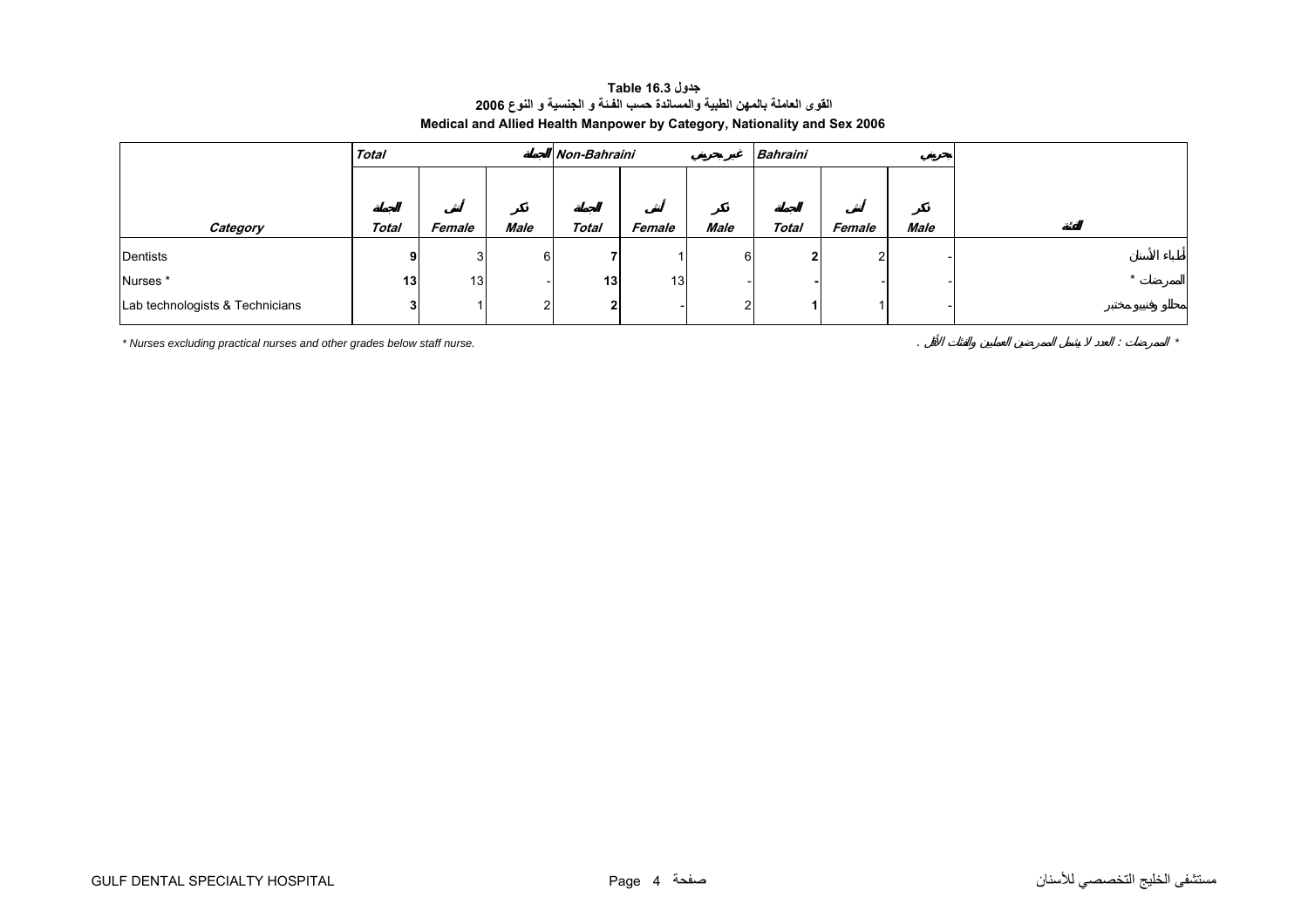**Table 16.3 جدول**

**القوى العاملة بالمهن الطبية والمساندة حسب الفئة و الجنسية و النوع 2006**

**Medical and Allied Health Manpower by Category, Nationality and Sex 2006**

| | *Total* الجملة | | | *Non-Bahraini* غير بحريني | | | *Bahraini* بحريني | | | |
|---|---|---|---|---|---|---|---|---|---|---|
| ***Category*** | ***Total*** الجملة | ***Female*** أنثى | ***Male*** ذكر | ***Total*** الجملة | ***Female*** أنثى | ***Male*** ذكر | ***Total*** الجملة | ***Female*** أنثى | ***Male*** ذكر | الفئة |
| Dentists | **9** | 3 | 6 | **7** | 1 | 6 | **2** | 2 | - | أطباء الأسنان |
| Nurses * | **13** | 13 | - | **13** | 13 | - | **-** | - | - | الممرضات * |
| Lab technologists & Technicians | **3** | 1 | 2 | **2** | - | 2 | **1** | 1 | - | محللو وفنيو مختبر |

*\* Nurses excluding practical nurses and other grades below staff nurse.*

*\* الممرضات : العدد لا يشمل الممرضين العمليين والفئات الأقل .*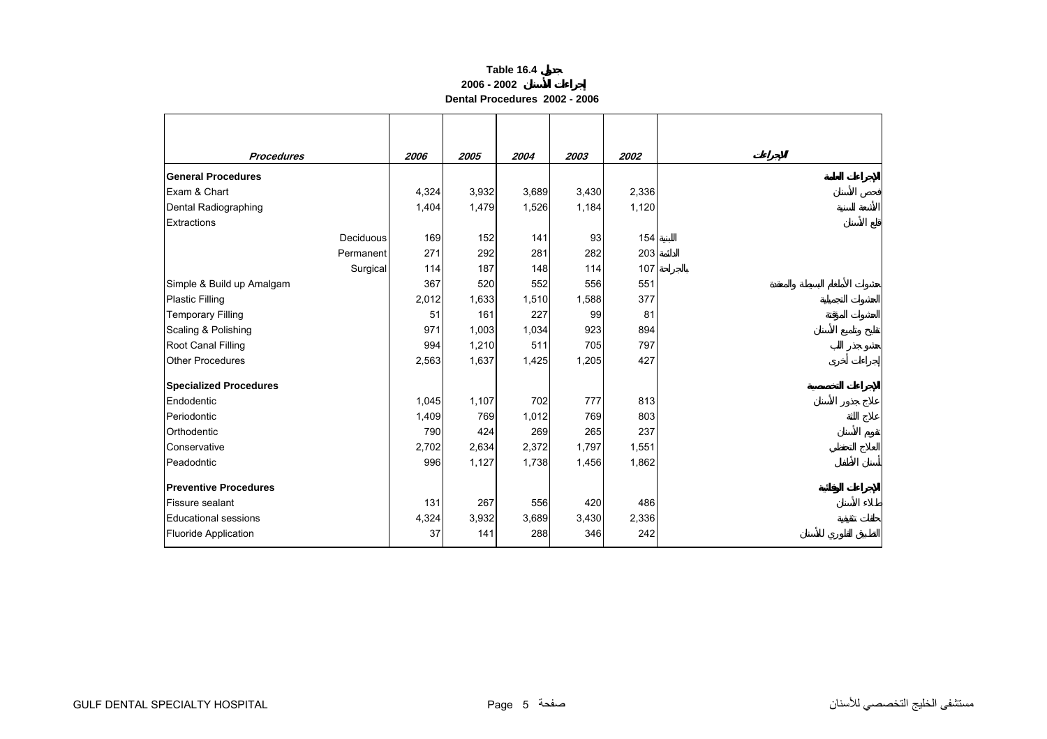**Table 16.4 جدول**

**2006 - 2002 إجراءات الأسنان**

**Dental Procedures 2002 - 2006**

| *Procedures* | | *2006* | *2005* | *2004* | *2003* | *2002* | الإجراءات |
|---|---|---|---|---|---|---|---|
| **General Procedures** | | | | | | | الإجراءات العامة |
| Exam & Chart | | 4,324 | 3,932 | 3,689 | 3,430 | 2,336 | فحص الأسنان |
| Dental Radiographing | | 1,404 | 1,479 | 1,526 | 1,184 | 1,120 | الأشعة السنية |
| Extractions | | | | | | | قلع الأسنان |
| | Deciduous | 169 | 152 | 141 | 93 | 154 | اللبنية |
| | Permanent | 271 | 292 | 281 | 282 | 203 | الدائمة |
| | Surgical | 114 | 187 | 148 | 114 | 107 | بالجراحة |
| Simple & Build up Amalgam | | 367 | 520 | 552 | 556 | 551 | حشوات الأملغام البسيطة والمعقدة |
| Plastic Filling | | 2,012 | 1,633 | 1,510 | 1,588 | 377 | الحشوات التجميلية |
| Temporary Filling | | 51 | 161 | 227 | 99 | 81 | الحشوات المؤقتة |
| Scaling & Polishing | | 971 | 1,003 | 1,034 | 923 | 894 | تقليح وتلميع الأسنان |
| Root Canal Filling | | 994 | 1,210 | 511 | 705 | 797 | حشو جذر اللب |
| Other Procedures | | 2,563 | 1,637 | 1,425 | 1,205 | 427 | إجراءات أخرى |
| **Specialized Procedures** | | | | | | | الإجراءات التخصصية |
| Endodentic | | 1,045 | 1,107 | 702 | 777 | 813 | علاج جذور الأسنان |
| Periodontic | | 1,409 | 769 | 1,012 | 769 | 803 | علاج اللثة |
| Orthodentic | | 790 | 424 | 269 | 265 | 237 | تقويم الأسنان |
| Conservative | | 2,702 | 2,634 | 2,372 | 1,797 | 1,551 | العلاج التحفظي |
| Peadodntic | | 996 | 1,127 | 1,738 | 1,456 | 1,862 | أسنان الأطفال |
| **Preventive Procedures** | | | | | | | الإجراءات الوقائية |
| Fissure sealant | | 131 | 267 | 556 | 420 | 486 | طلاء الأسنان |
| Educational sessions | | 4,324 | 3,932 | 3,689 | 3,430 | 2,336 | حلقات تثقيفية |
| Fluoride Application | | 37 | 141 | 288 | 346 | 242 | الطبيق الفلوري للأسنان |

GULF DENTAL SPECIALTY HOSPITAL مستشفى الخليج التخصصي للأسنان